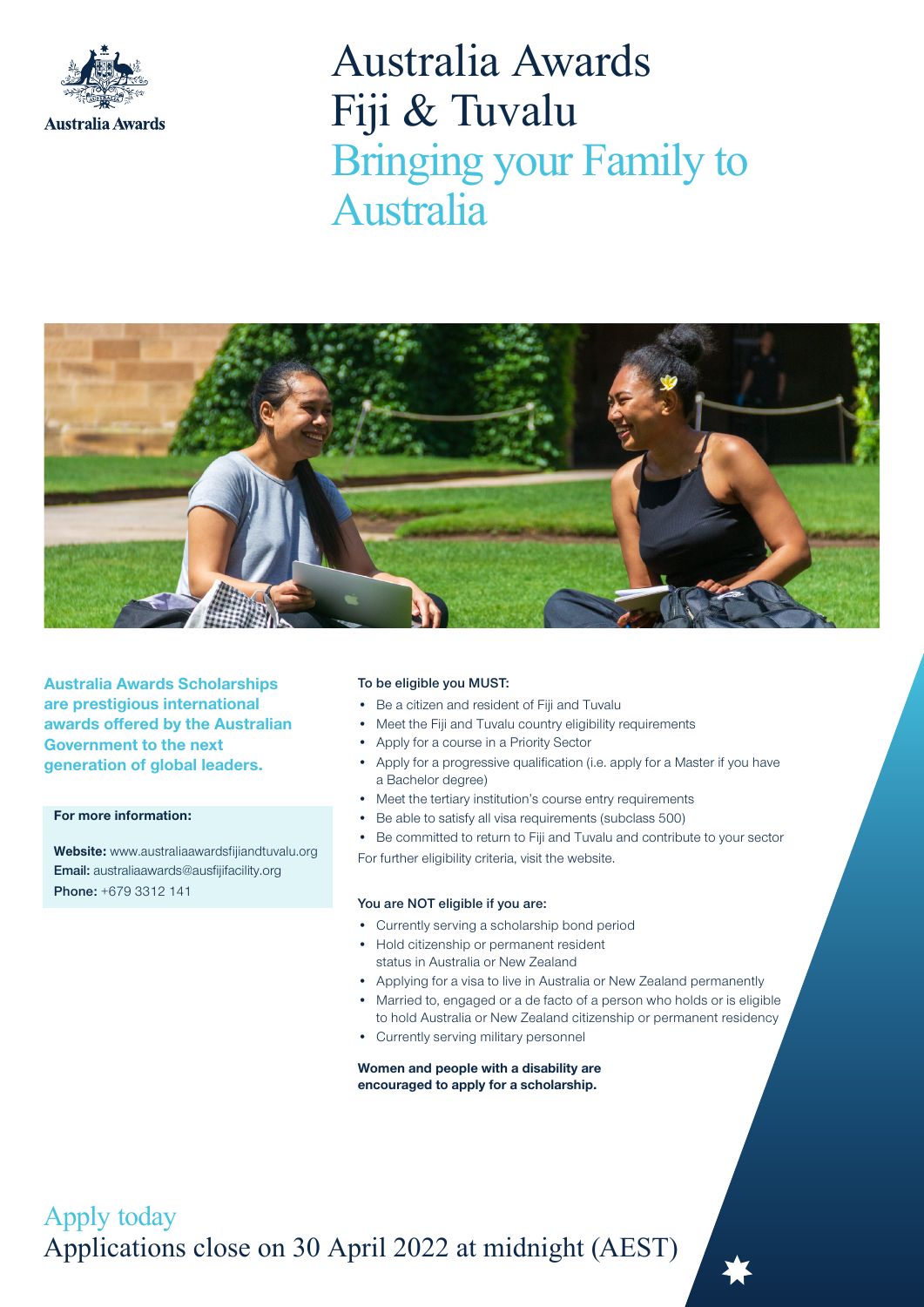Australia Awards

# Australia Awards Fiji & Tuvalu

## Bringing your Family to Australia

**Australia Awards Scholarships are prestigious international awards offered by the Australian Government to the next generation of global leaders.**

**For more information:**

**Website:** www.australiaawardsfijiandtuvalu.org
**Email:** australiaawards@ausfijifacility.org
**Phone:** +679 3312 141

**To be eligible you MUST:**

- Be a citizen and resident of Fiji and Tuvalu
- Meet the Fiji and Tuvalu country eligibility requirements
- Apply for a course in a Priority Sector
- Apply for a progressive qualification (i.e. apply for a Master if you have a Bachelor degree)
- Meet the tertiary institution's course entry requirements
- Be able to satisfy all visa requirements (subclass 500)
- Be committed to return to Fiji and Tuvalu and contribute to your sector

For further eligibility criteria, visit the website.

**You are NOT eligible if you are:**

- Currently serving a scholarship bond period
- Hold citizenship or permanent resident status in Australia or New Zealand
- Applying for a visa to live in Australia or New Zealand permanently
- Married to, engaged or a de facto of a person who holds or is eligible to hold Australia or New Zealand citizenship or permanent residency
- Currently serving military personnel

**Women and people with a disability are encouraged to apply for a scholarship.**

Apply today

Applications close on 30 April 2022 at midnight (AEST)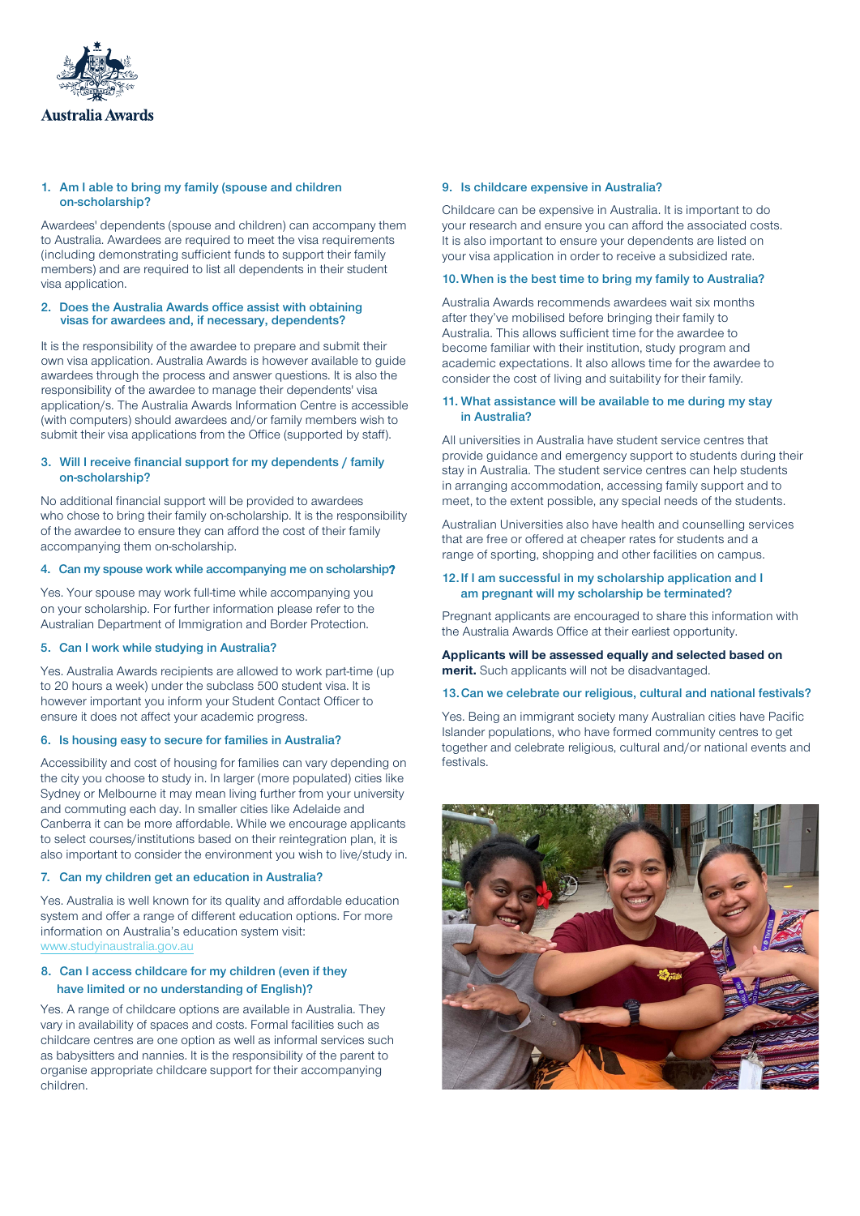Australia Awards

### 1. Am I able to bring my family (spouse and children on-scholarship?

Awardees' dependents (spouse and children) can accompany them to Australia. Awardees are required to meet the visa requirements (including demonstrating sufficient funds to support their family members) and are required to list all dependents in their student visa application.

### 2. Does the Australia Awards office assist with obtaining visas for awardees and, if necessary, dependents?

It is the responsibility of the awardee to prepare and submit their own visa application. Australia Awards is however available to guide awardees through the process and answer questions. It is also the responsibility of the awardee to manage their dependents' visa application/s. The Australia Awards Information Centre is accessible (with computers) should awardees and/or family members wish to submit their visa applications from the Office (supported by staff).

### 3. Will I receive financial support for my dependents / family on-scholarship?

No additional financial support will be provided to awardees who chose to bring their family on-scholarship. It is the responsibility of the awardee to ensure they can afford the cost of their family accompanying them on-scholarship.

### 4. Can my spouse work while accompanying me on scholarship?

Yes. Your spouse may work full-time while accompanying you on your scholarship. For further information please refer to the Australian Department of Immigration and Border Protection.

### 5. Can I work while studying in Australia?

Yes. Australia Awards recipients are allowed to work part-time (up to 20 hours a week) under the subclass 500 student visa. It is however important you inform your Student Contact Officer to ensure it does not affect your academic progress.

### 6. Is housing easy to secure for families in Australia?

Accessibility and cost of housing for families can vary depending on the city you choose to study in. In larger (more populated) cities like Sydney or Melbourne it may mean living further from your university and commuting each day. In smaller cities like Adelaide and Canberra it can be more affordable. While we encourage applicants to select courses/institutions based on their reintegration plan, it is also important to consider the environment you wish to live/study in.

### 7. Can my children get an education in Australia?

Yes. Australia is well known for its quality and affordable education system and offer a range of different education options. For more information on Australia's education system visit: www.studyinaustralia.gov.au

### 8. Can I access childcare for my children (even if they have limited or no understanding of English)?

Yes. A range of childcare options are available in Australia. They vary in availability of spaces and costs. Formal facilities such as childcare centres are one option as well as informal services such as babysitters and nannies. It is the responsibility of the parent to organise appropriate childcare support for their accompanying children.

### 9. Is childcare expensive in Australia?

Childcare can be expensive in Australia. It is important to do your research and ensure you can afford the associated costs. It is also important to ensure your dependents are listed on your visa application in order to receive a subsidized rate.

### 10. When is the best time to bring my family to Australia?

Australia Awards recommends awardees wait six months after they've mobilised before bringing their family to Australia. This allows sufficient time for the awardee to become familiar with their institution, study program and academic expectations. It also allows time for the awardee to consider the cost of living and suitability for their family.

### 11. What assistance will be available to me during my stay in Australia?

All universities in Australia have student service centres that provide guidance and emergency support to students during their stay in Australia. The student service centres can help students in arranging accommodation, accessing family support and to meet, to the extent possible, any special needs of the students.

Australian Universities also have health and counselling services that are free or offered at cheaper rates for students and a range of sporting, shopping and other facilities on campus.

### 12. If I am successful in my scholarship application and I am pregnant will my scholarship be terminated?

Pregnant applicants are encouraged to share this information with the Australia Awards Office at their earliest opportunity.

**Applicants will be assessed equally and selected based on merit.** Such applicants will not be disadvantaged.

### 13. Can we celebrate our religious, cultural and national festivals?

Yes. Being an immigrant society many Australian cities have Pacific Islander populations, who have formed community centres to get together and celebrate religious, cultural and/or national events and festivals.